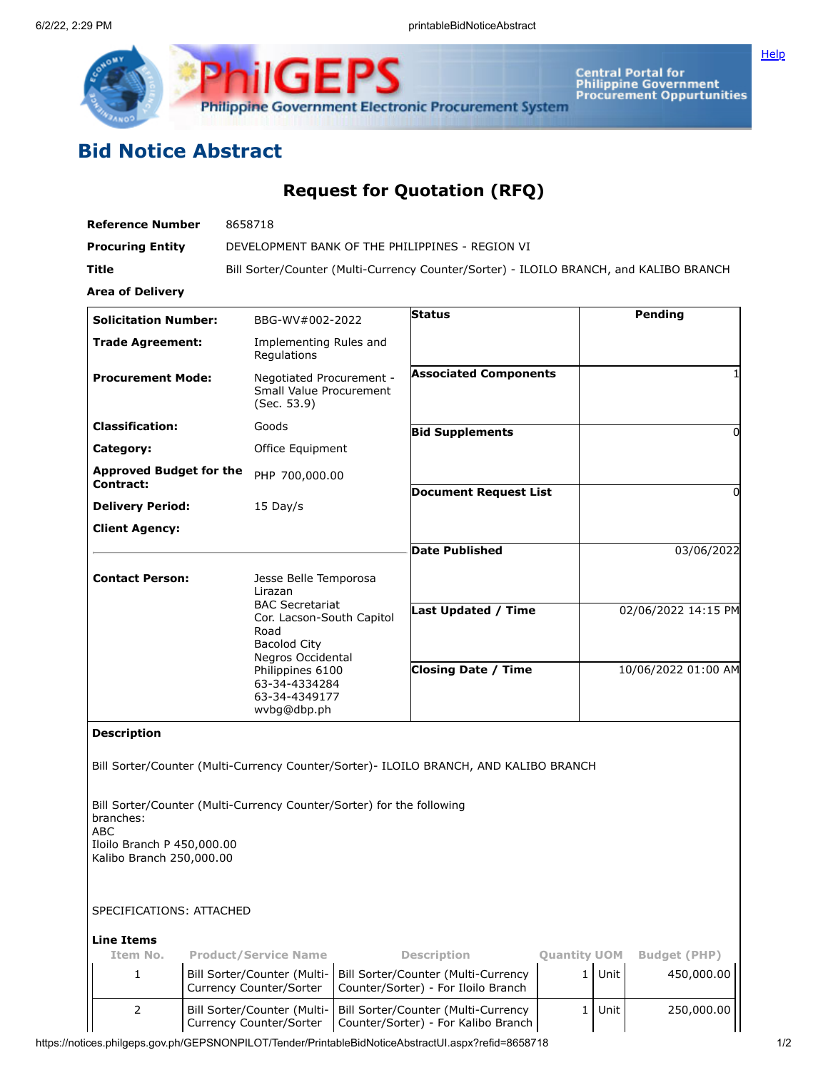# Bid Notice Abstract

## Request for Quotation (RFQ)

| | |
|---|---|
| **Reference Number** | 8658718 |
| **Procuring Entity** | DEVELOPMENT BANK OF THE PHILIPPINES - REGION VI |
| **Title** | Bill Sorter/Counter (Multi-Currency Counter/Sorter) - ILOILO BRANCH, and KALIBO BRANCH |
| **Area of Delivery** | |

| | | | |
|---|---|---|---|
| **Solicitation Number:** | BBG-WV#002-2022 | **Status** | Pending |
| **Trade Agreement:** | Implementing Rules and Regulations | | |
| **Procurement Mode:** | Negotiated Procurement - Small Value Procurement (Sec. 53.9) | **Associated Components** | 1 |
| **Classification:** | Goods | **Bid Supplements** | 0 |
| **Category:** | Office Equipment | | |
| **Approved Budget for the Contract:** | PHP 700,000.00 | **Document Request List** | 0 |
| **Delivery Period:** | 15 Day/s | | |
| **Client Agency:** | | **Date Published** | 03/06/2022 |
| **Contact Person:** | Jesse Belle Temporosa Lirazan<br>BAC Secretariat<br>Cor. Lacson-South Capitol Road<br>Bacolod City<br>Negros Occidental<br>Philippines 6100<br>63-34-4334284<br>63-34-4349177<br>wvbg@dbp.ph | **Last Updated / Time** | 02/06/2022 14:15 PM |
| | | **Closing Date / Time** | 10/06/2022 01:00 AM |

**Description**

Bill Sorter/Counter (Multi-Currency Counter/Sorter)- ILOILO BRANCH, AND KALIBO BRANCH

Bill Sorter/Counter (Multi-Currency Counter/Sorter) for the following branches:
ABC
Iloilo Branch P 450,000.00
Kalibo Branch 250,000.00

SPECIFICATIONS: ATTACHED

**Line Items**

| Item No. | Product/Service Name | Description | Quantity | UOM | Budget (PHP) |
|---|---|---|---|---|---|
| 1 | Bill Sorter/Counter (Multi-Currency Counter/Sorter | Bill Sorter/Counter (Multi-Currency Counter/Sorter) - For Iloilo Branch | 1 | Unit | 450,000.00 |
| 2 | Bill Sorter/Counter (Multi-Currency Counter/Sorter | Bill Sorter/Counter (Multi-Currency Counter/Sorter) - For Kalibo Branch | 1 | Unit | 250,000.00 |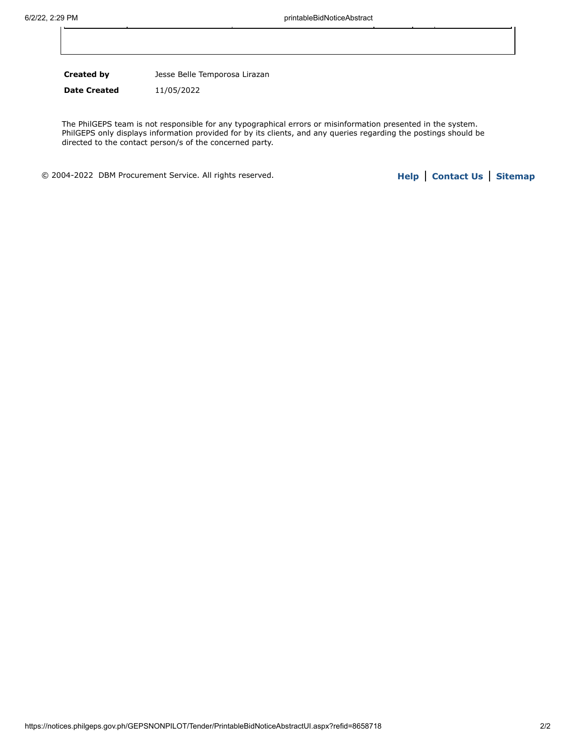| | |
|---|---|
| **Created by** | Jesse Belle Temporosa Lirazan |
| **Date Created** | 11/05/2022 |

The PhilGEPS team is not responsible for any typographical errors or misinformation presented in the system. PhilGEPS only displays information provided for by its clients, and any queries regarding the postings should be directed to the contact person/s of the concerned party.

© 2004-2022 DBM Procurement Service. All rights reserved.

**Help** | **Contact Us** | **Sitemap**